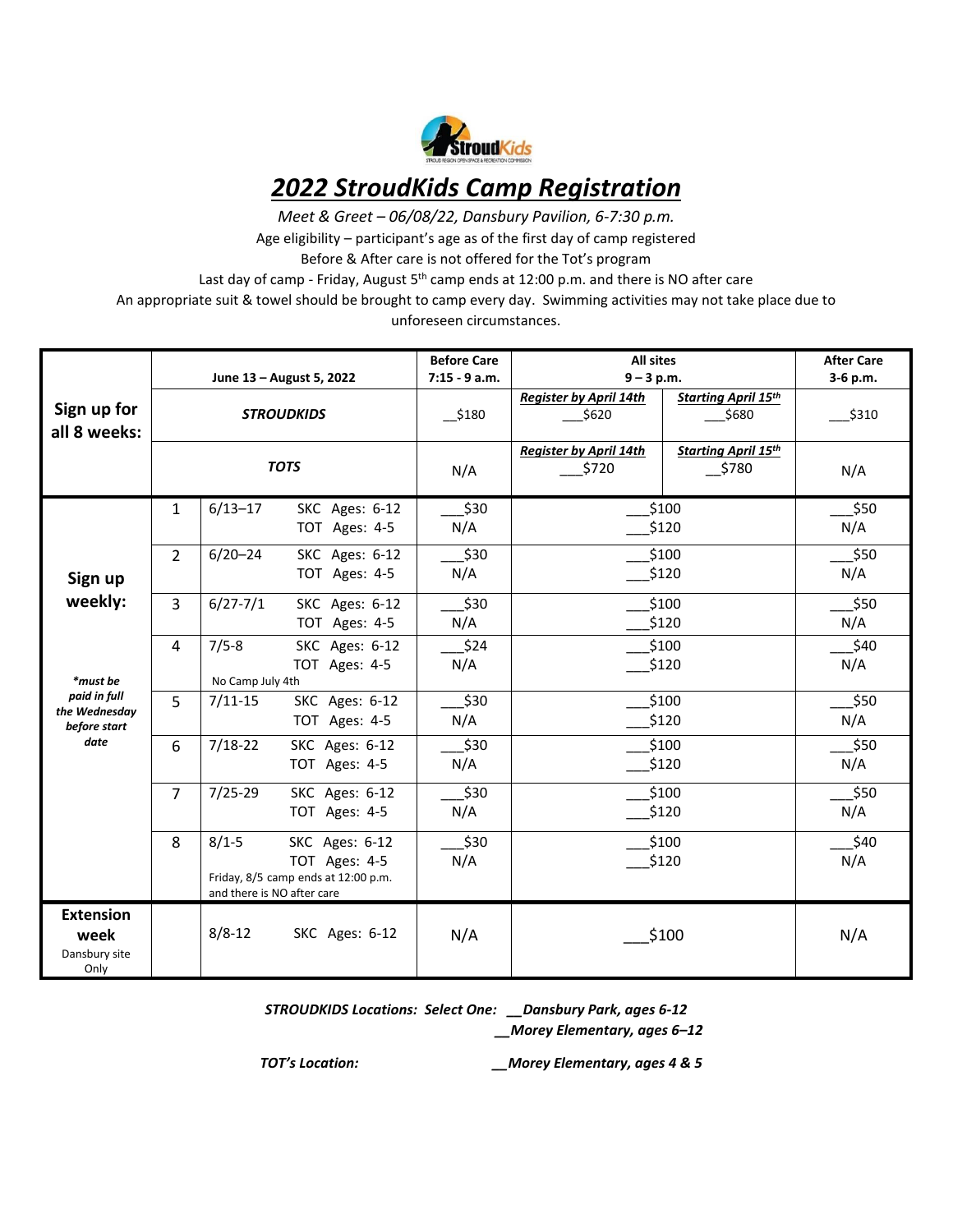# 2022 StroudKids Camp Registration

*Meet & Greet – 06/08/22, Dansbury Pavilion, 6-7:30 p.m.*

Age eligibility – participant's age as of the first day of camp registered

Before & After care is not offered for the Tot's program

Last day of camp - Friday, August 5th camp ends at 12:00 p.m. and there is NO after care

An appropriate suit & towel should be brought to camp every day. Swimming activities may not take place due to unforeseen circumstances.

| | | June 13 – August 5, 2022 | Before Care 7:15 - 9 a.m. | All sites 9 – 3 p.m. | | After Care 3-6 p.m. |
|---|---|---|---|---|---|---|
| **Sign up for all 8 weeks:** | | ***STROUDKIDS*** | __$180 | ***Register by April 14th*** ___$620 | ***Starting April 15th*** ___$680 | ___$310 |
| | | ***TOTS*** | N/A | ***Register by April 14th*** ___$720 | ***Starting April 15th*** ___$780 | N/A |
| **Sign up weekly:** | 1 | 6/13–17 SKC Ages: 6-12 / TOT Ages: 4-5 | ___$30 / N/A | ___$100 / ___$120 | | ___$50 / N/A |
| | 2 | 6/20–24 SKC Ages: 6-12 / TOT Ages: 4-5 | ___$30 / N/A | ___$100 / ___$120 | | ___$50 / N/A |
| | 3 | 6/27-7/1 SKC Ages: 6-12 / TOT Ages: 4-5 | ___$30 / N/A | ___$100 / ___$120 | | ___$50 / N/A |
| | 4 | 7/5-8 SKC Ages: 6-12 / TOT Ages: 4-5 / No Camp July 4th | ___$24 / N/A | ___$100 / ___$120 | | ___$40 / N/A |
| ***must be paid in full the Wednesday before start date** | 5 | 7/11-15 SKC Ages: 6-12 / TOT Ages: 4-5 | ___$30 / N/A | ___$100 / ___$120 | | ___$50 / N/A |
| | 6 | 7/18-22 SKC Ages: 6-12 / TOT Ages: 4-5 | ___$30 / N/A | ___$100 / ___$120 | | ___$50 / N/A |
| | 7 | 7/25-29 SKC Ages: 6-12 / TOT Ages: 4-5 | ___$30 / N/A | ___$100 / ___$120 | | ___$50 / N/A |
| | 8 | 8/1-5 SKC Ages: 6-12 / TOT Ages: 4-5 / Friday, 8/5 camp ends at 12:00 p.m. and there is NO after care | ___$30 / N/A | ___$100 / ___$120 | | ___$40 / N/A |
| **Extension week** Dansbury site Only | | 8/8-12 SKC Ages: 6-12 | N/A | ___$100 | | N/A |

***STROUDKIDS Locations: Select One:*** ***__Dansbury Park, ages 6-12***
***__Morey Elementary, ages 6–12***

***TOT's Location:*** ***__Morey Elementary, ages 4 & 5***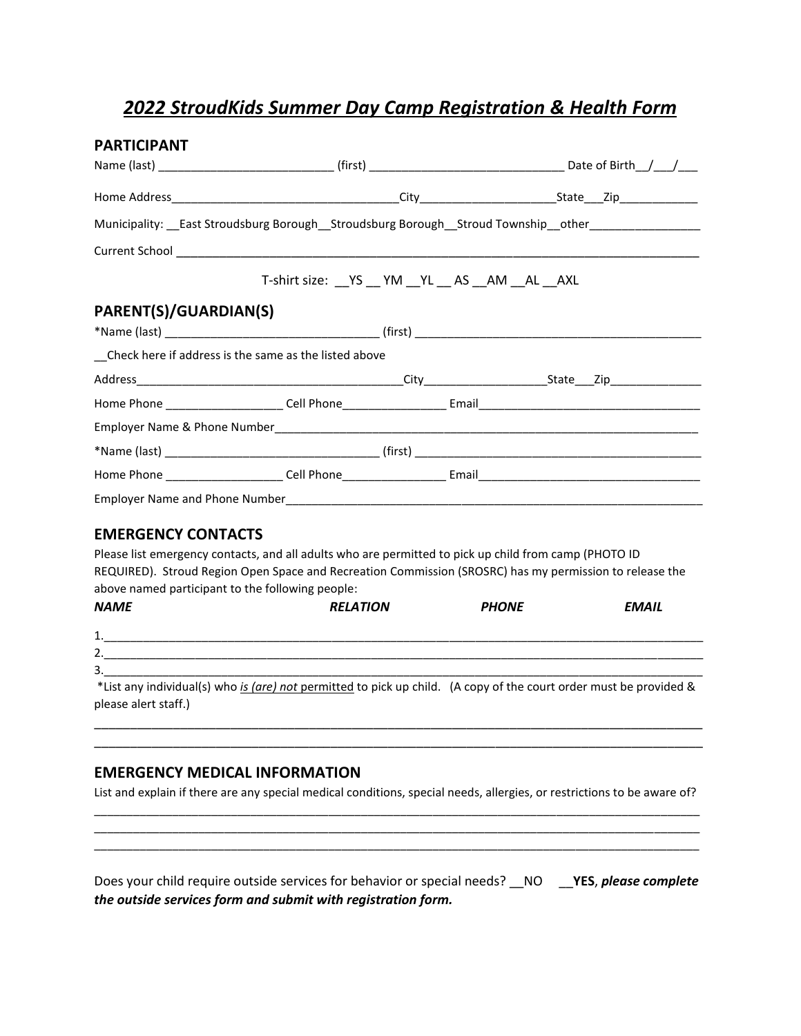# *2022 StroudKids Summer Day Camp Registration & Health Form*

## PARTICIPANT

Name (last) ___________________________ (first) ______________________________ Date of Birth__/___/___

Home Address___________________________________City_____________________State___Zip____________

Municipality: __East Stroudsburg Borough__Stroudsburg Borough__Stroud Township__other_________________

Current School ________________________________________________________________________________

T-shirt size: __YS __ YM __YL __ AS __AM __AL __AXL

## PARENT(S)/GUARDIAN(S)

*Name (last) _________________________________ (first) ____________________________________________

__Check here if address is the same as the listed above

Address__________________________________________City___________________State___Zip______________

Home Phone __________________ Cell Phone________________ Email__________________________________

Employer Name & Phone Number_____________________________________________________________________

*Name (last) _________________________________ (first) ____________________________________________

Home Phone __________________ Cell Phone________________ Email__________________________________

Employer Name and Phone Number___________________________________________________________________

## EMERGENCY CONTACTS

Please list emergency contacts, and all adults who are permitted to pick up child from camp (PHOTO ID REQUIRED). Stroud Region Open Space and Recreation Commission (SROSRC) has my permission to release the above named participant to the following people:

| ***NAME*** | ***RELATION*** | ***PHONE*** | ***EMAIL*** |
|---|---|---|---|
| 1. | | | |
| 2. | | | |
| 3. | | | |

*List any individual(s) who *is (are) not* permitted to pick up child. (A copy of the court order must be provided & please alert staff.)

_______________________________________________________________________________________________

_______________________________________________________________________________________________

## EMERGENCY MEDICAL INFORMATION

List and explain if there are any special medical conditions, special needs, allergies, or restrictions to be aware of?

_______________________________________________________________________________________________

_______________________________________________________________________________________________

_______________________________________________________________________________________________

Does your child require outside services for behavior or special needs? __NO __**YES**, ***please complete the outside services form and submit with registration form.***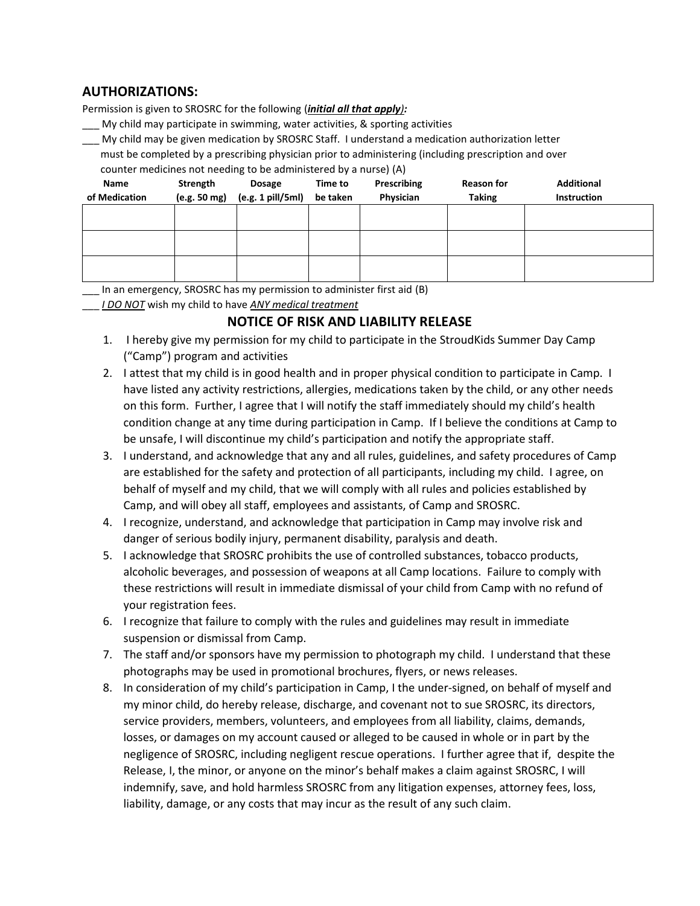## AUTHORIZATIONS:

Permission is given to SROSRC for the following (***initial all that apply***):

___ My child may participate in swimming, water activities, & sporting activities

___ My child may be given medication by SROSRC Staff. I understand a medication authorization letter must be completed by a prescribing physician prior to administering (including prescription and over counter medicines not needing to be administered by a nurse) (A)

| Name of Medication | Strength (e.g. 50 mg) | Dosage (e.g. 1 pill/5ml) | Time to be taken | Prescribing Physician | Reason for Taking | Additional Instruction |
|---|---|---|---|---|---|---|
| | | | | | | |
| | | | | | | |
| | | | | | | |

___ In an emergency, SROSRC has my permission to administer first aid (B)

___ *I DO NOT* wish my child to have *ANY medical treatment*

## NOTICE OF RISK AND LIABILITY RELEASE

1. I hereby give my permission for my child to participate in the StroudKids Summer Day Camp ("Camp") program and activities
2. I attest that my child is in good health and in proper physical condition to participate in Camp. I have listed any activity restrictions, allergies, medications taken by the child, or any other needs on this form. Further, I agree that I will notify the staff immediately should my child's health condition change at any time during participation in Camp. If I believe the conditions at Camp to be unsafe, I will discontinue my child's participation and notify the appropriate staff.
3. I understand, and acknowledge that any and all rules, guidelines, and safety procedures of Camp are established for the safety and protection of all participants, including my child. I agree, on behalf of myself and my child, that we will comply with all rules and policies established by Camp, and will obey all staff, employees and assistants, of Camp and SROSRC.
4. I recognize, understand, and acknowledge that participation in Camp may involve risk and danger of serious bodily injury, permanent disability, paralysis and death.
5. I acknowledge that SROSRC prohibits the use of controlled substances, tobacco products, alcoholic beverages, and possession of weapons at all Camp locations. Failure to comply with these restrictions will result in immediate dismissal of your child from Camp with no refund of your registration fees.
6. I recognize that failure to comply with the rules and guidelines may result in immediate suspension or dismissal from Camp.
7. The staff and/or sponsors have my permission to photograph my child. I understand that these photographs may be used in promotional brochures, flyers, or news releases.
8. In consideration of my child's participation in Camp, I the under-signed, on behalf of myself and my minor child, do hereby release, discharge, and covenant not to sue SROSRC, its directors, service providers, members, volunteers, and employees from all liability, claims, demands, losses, or damages on my account caused or alleged to be caused in whole or in part by the negligence of SROSRC, including negligent rescue operations. I further agree that if, despite the Release, I, the minor, or anyone on the minor's behalf makes a claim against SROSRC, I will indemnify, save, and hold harmless SROSRC from any litigation expenses, attorney fees, loss, liability, damage, or any costs that may incur as the result of any such claim.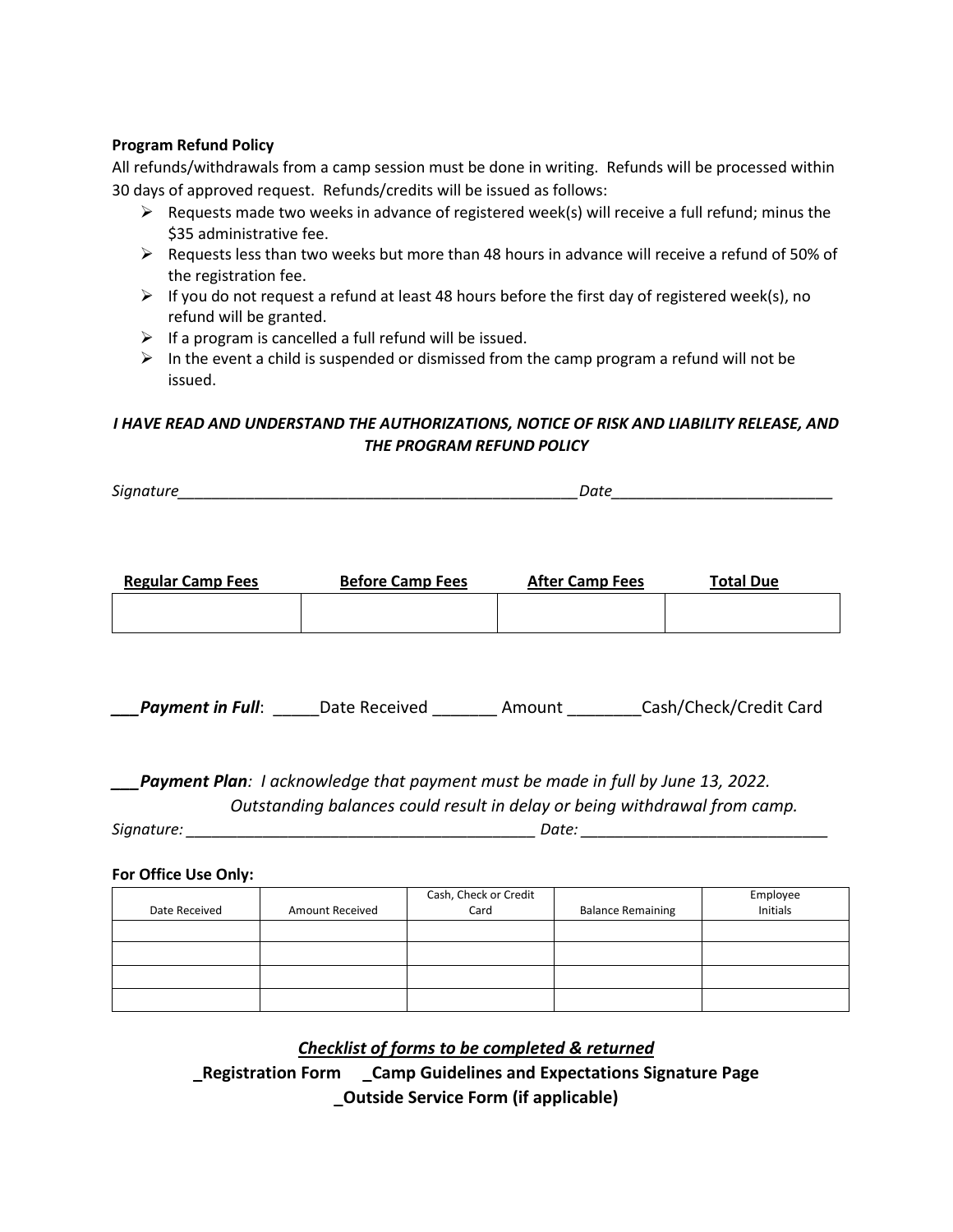**Program Refund Policy**

All refunds/withdrawals from a camp session must be done in writing. Refunds will be processed within 30 days of approved request. Refunds/credits will be issued as follows:

- Requests made two weeks in advance of registered week(s) will receive a full refund; minus the $35 administrative fee.
- Requests less than two weeks but more than 48 hours in advance will receive a refund of 50% of the registration fee.
- If you do not request a refund at least 48 hours before the first day of registered week(s), no refund will be granted.
- If a program is cancelled a full refund will be issued.
- In the event a child is suspended or dismissed from the camp program a refund will not be issued.

***I HAVE READ AND UNDERSTAND THE AUTHORIZATIONS, NOTICE OF RISK AND LIABILITY RELEASE, AND THE PROGRAM REFUND POLICY***

*Signature*_________________________________________________*Date*__________________________

| Regular Camp Fees | Before Camp Fees | After Camp Fees | Total Due |
|---|---|---|---|
| | | | |

___***Payment in Full***: _____Date Received _______ Amount ________Cash/Check/Credit Card

___***Payment Plan***: *I acknowledge that payment must be made in full by June 13, 2022.*
*Outstanding balances could result in delay or being withdrawal from camp.*

*Signature:* ________________________________________ *Date:* ____________________________

**For Office Use Only:**

| Date Received | Amount Received | Cash, Check or Credit Card | Balance Remaining | Employee Initials |
|---|---|---|---|---|
| | | | | |
| | | | | |
| | | | | |
| | | | | |

***Checklist of forms to be completed & returned***

**_Registration Form _Camp Guidelines and Expectations Signature Page**

**_Outside Service Form (if applicable)**